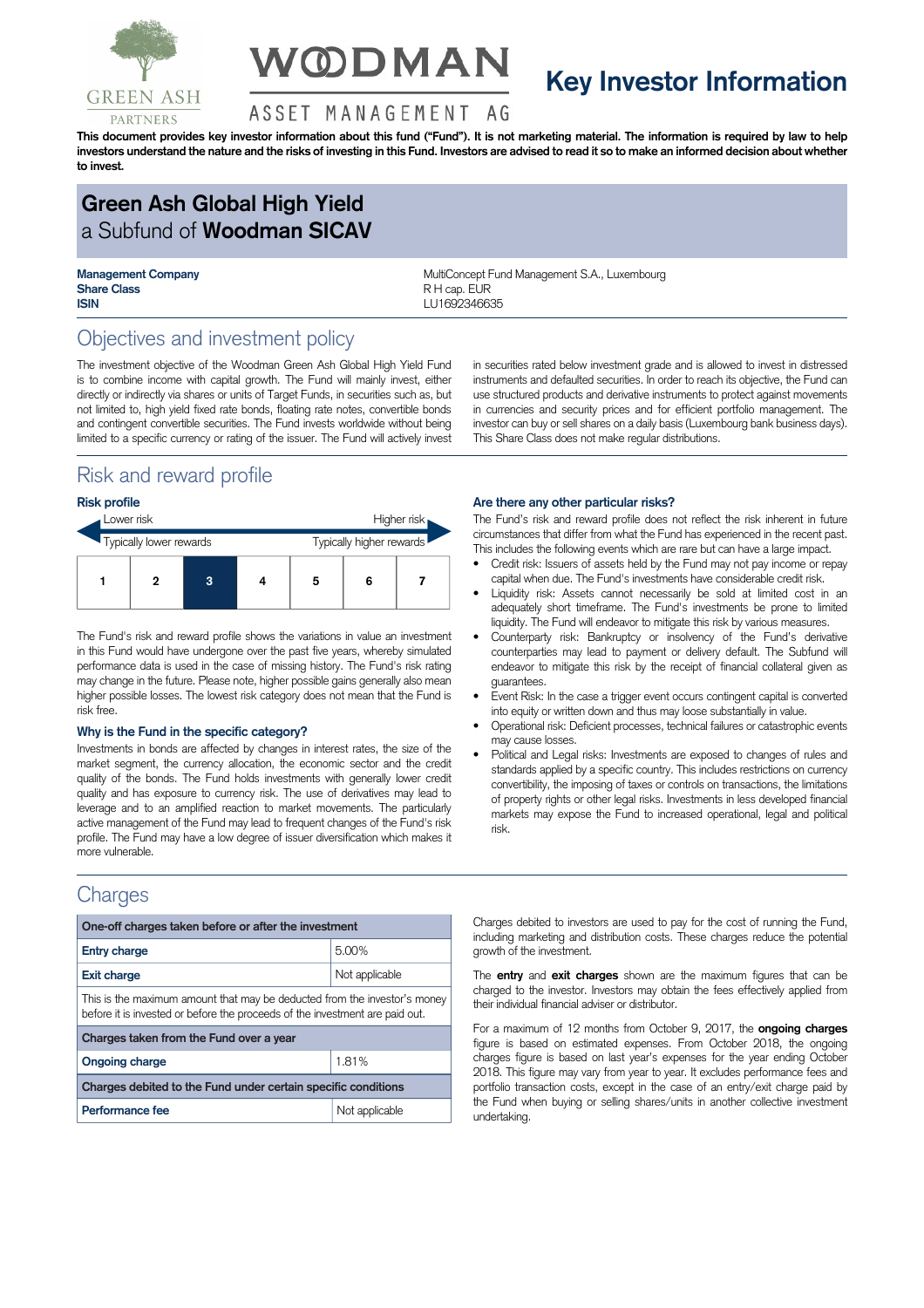# Key Investor Information

**This document provides key investor information about this fund ("Fund"). It is not marketing material. The information is required by law to help investors understand the nature and the risks of investing in this Fund. Investors are advised to read it so to make an informed decision about whether to invest.**

## Green Ash Global High Yield
a Subfund of **Woodman SICAV**

| | |
|---|---|
| **Management Company** | MultiConcept Fund Management S.A., Luxembourg |
| **Share Class** | R H cap. EUR |
| **ISIN** | LU1692346635 |

## Objectives and investment policy

The investment objective of the Woodman Green Ash Global High Yield Fund is to combine income with capital growth. The Fund will mainly invest, either directly or indirectly via shares or units of Target Funds, in securities such as, but not limited to, high yield fixed rate bonds, floating rate notes, convertible bonds and contingent convertible securities. The Fund invests worldwide without being limited to a specific currency or rating of the issuer. The Fund will actively invest in securities rated below investment grade and is allowed to invest in distressed instruments and defaulted securities. In order to reach its objective, the Fund can use structured products and derivative instruments to protect against movements in currencies and security prices and for efficient portfolio management. The investor can buy or sell shares on a daily basis (Luxembourg bank business days). This Share Class does not make regular distributions.

## Risk and reward profile

### Risk profile

Lower risk — Higher risk

Typically lower rewards — Typically higher rewards

| 1 | 2 | **3** | 4 | 5 | 6 | 7 |
|---|---|---|---|---|---|---|

The Fund's risk and reward profile shows the variations in value an investment in this Fund would have undergone over the past five years, whereby simulated performance data is used in the case of missing history. The Fund's risk rating may change in the future. Please note, higher possible gains generally also mean higher possible losses. The lowest risk category does not mean that the Fund is risk free.

### Why is the Fund in the specific category?

Investments in bonds are affected by changes in interest rates, the size of the market segment, the currency allocation, the economic sector and the credit quality of the bonds. The Fund holds investments with generally lower credit quality and has exposure to currency risk. The use of derivatives may lead to leverage and to an amplified reaction to market movements. The particularly active management of the Fund may lead to frequent changes of the Fund's risk profile. The Fund may have a low degree of issuer diversification which makes it more vulnerable.

### Are there any other particular risks?

The Fund's risk and reward profile does not reflect the risk inherent in future circumstances that differ from what the Fund has experienced in the recent past. This includes the following events which are rare but can have a large impact.

- Credit risk: Issuers of assets held by the Fund may not pay income or repay capital when due. The Fund's investments have considerable credit risk.
- Liquidity risk: Assets cannot necessarily be sold at limited cost in an adequately short timeframe. The Fund's investments be prone to limited liquidity. The Fund will endeavor to mitigate this risk by various measures.
- Counterparty risk: Bankruptcy or insolvency of the Fund's derivative counterparties may lead to payment or delivery default. The Subfund will endeavor to mitigate this risk by the receipt of financial collateral given as guarantees.
- Event Risk: In the case a trigger event occurs contingent capital is converted into equity or written down and thus may loose substantially in value.
- Operational risk: Deficient processes, technical failures or catastrophic events may cause losses.
- Political and Legal risks: Investments are exposed to changes of rules and standards applied by a specific country. This includes restrictions on currency convertibility, the imposing of taxes or controls on transactions, the limitations of property rights or other legal risks. Investments in less developed financial markets may expose the Fund to increased operational, legal and political risk.

## Charges

| One-off charges taken before or after the investment | |
|---|---|
| **Entry charge** | 5.00% |
| **Exit charge** | Not applicable |
| This is the maximum amount that may be deducted from the investor's money before it is invested or before the proceeds of the investment are paid out. | |
| **Charges taken from the Fund over a year** | |
| **Ongoing charge** | 1.81% |
| **Charges debited to the Fund under certain specific conditions** | |
| **Performance fee** | Not applicable |

Charges debited to investors are used to pay for the cost of running the Fund, including marketing and distribution costs. These charges reduce the potential growth of the investment.

The **entry** and **exit charges** shown are the maximum figures that can be charged to the investor. Investors may obtain the fees effectively applied from their individual financial adviser or distributor.

For a maximum of 12 months from October 9, 2017, the **ongoing charges** figure is based on estimated expenses. From October 2018, the ongoing charges figure is based on last year's expenses for the year ending October 2018. This figure may vary from year to year. It excludes performance fees and portfolio transaction costs, except in the case of an entry/exit charge paid by the Fund when buying or selling shares/units in another collective investment undertaking.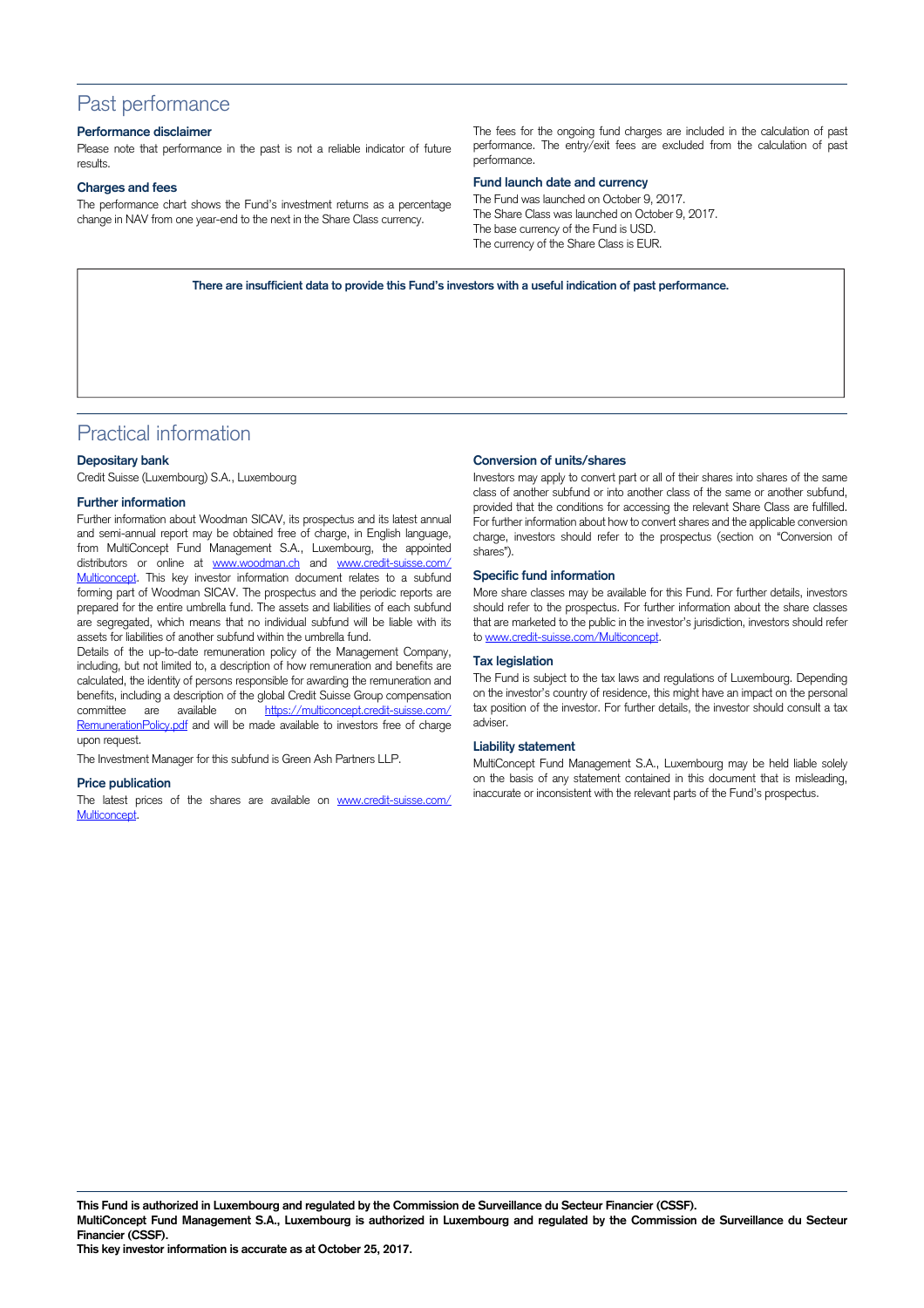## Past performance

### Performance disclaimer

Please note that performance in the past is not a reliable indicator of future results.

### Charges and fees

The performance chart shows the Fund's investment returns as a percentage change in NAV from one year-end to the next in the Share Class currency.

The fees for the ongoing fund charges are included in the calculation of past performance. The entry/exit fees are excluded from the calculation of past performance.

### Fund launch date and currency

The Fund was launched on October 9, 2017.
The Share Class was launched on October 9, 2017.
The base currency of the Fund is USD.
The currency of the Share Class is EUR.

**There are insufficient data to provide this Fund's investors with a useful indication of past performance.**

## Practical information

### Depositary bank

Credit Suisse (Luxembourg) S.A., Luxembourg

### Further information

Further information about Woodman SICAV, its prospectus and its latest annual and semi-annual report may be obtained free of charge, in English language, from MultiConcept Fund Management S.A., Luxembourg, the appointed distributors or online at www.woodman.ch and www.credit-suisse.com/Multiconcept. This key investor information document relates to a subfund forming part of Woodman SICAV. The prospectus and the periodic reports are prepared for the entire umbrella fund. The assets and liabilities of each subfund are segregated, which means that no individual subfund will be liable with its assets for liabilities of another subfund within the umbrella fund.

Details of the up-to-date remuneration policy of the Management Company, including, but not limited to, a description of how remuneration and benefits are calculated, the identity of persons responsible for awarding the remuneration and benefits, including a description of the global Credit Suisse Group compensation committee are available on https://multiconcept.credit-suisse.com/RemunerationPolicy.pdf and will be made available to investors free of charge upon request.

The Investment Manager for this subfund is Green Ash Partners LLP.

### Price publication

The latest prices of the shares are available on www.credit-suisse.com/Multiconcept.

### Conversion of units/shares

Investors may apply to convert part or all of their shares into shares of the same class of another subfund or into another class of the same or another subfund, provided that the conditions for accessing the relevant Share Class are fulfilled. For further information about how to convert shares and the applicable conversion charge, investors should refer to the prospectus (section on "Conversion of shares").

### Specific fund information

More share classes may be available for this Fund. For further details, investors should refer to the prospectus. For further information about the share classes that are marketed to the public in the investor's jurisdiction, investors should refer to www.credit-suisse.com/Multiconcept.

### Tax legislation

The Fund is subject to the tax laws and regulations of Luxembourg. Depending on the investor's country of residence, this might have an impact on the personal tax position of the investor. For further details, the investor should consult a tax adviser.

### Liability statement

MultiConcept Fund Management S.A., Luxembourg may be held liable solely on the basis of any statement contained in this document that is misleading, inaccurate or inconsistent with the relevant parts of the Fund's prospectus.

**This Fund is authorized in Luxembourg and regulated by the Commission de Surveillance du Secteur Financier (CSSF).**
**MultiConcept Fund Management S.A., Luxembourg is authorized in Luxembourg and regulated by the Commission de Surveillance du Secteur Financier (CSSF).**
**This key investor information is accurate as at October 25, 2017.**